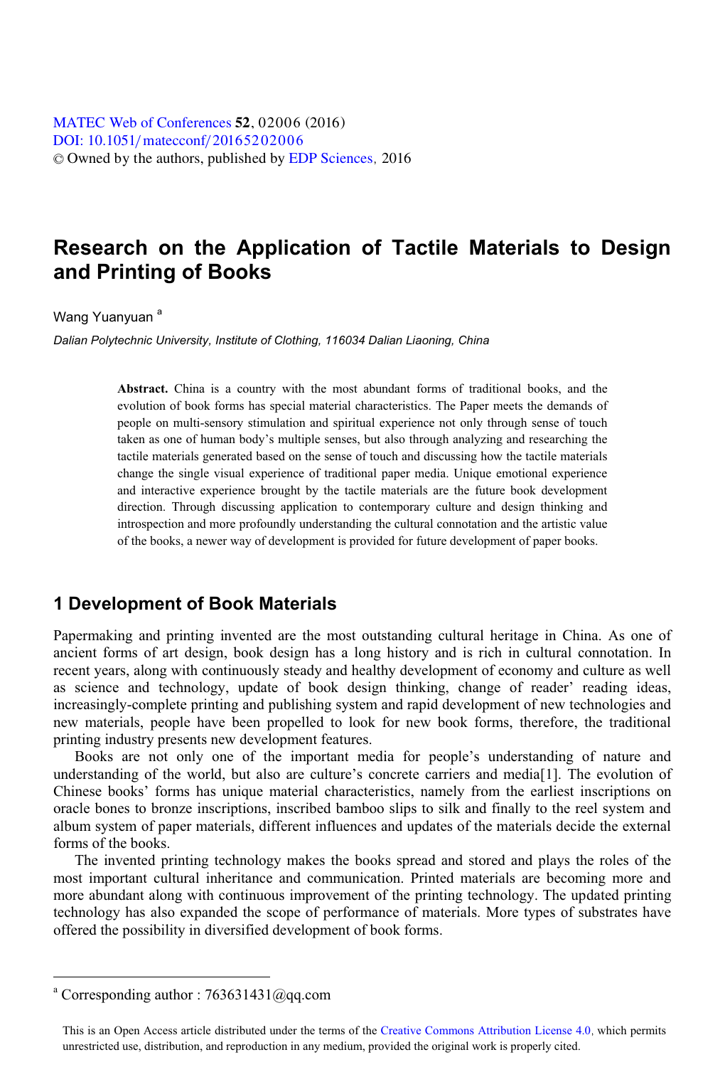# Research on the Application of Tactile Materials to Design and Printing of Books

Wang Yuanyuan [a]

*Dalian Polytechnic University, Institute of Clothing, 116034 Dalian Liaoning, China*

**Abstract.** China is a country with the most abundant forms of traditional books, and the evolution of book forms has special material characteristics. The Paper meets the demands of people on multi-sensory stimulation and spiritual experience not only through sense of touch taken as one of human body's multiple senses, but also through analyzing and researching the tactile materials generated based on the sense of touch and discussing how the tactile materials change the single visual experience of traditional paper media. Unique emotional experience and interactive experience brought by the tactile materials are the future book development direction. Through discussing application to contemporary culture and design thinking and introspection and more profoundly understanding the cultural connotation and the artistic value of the books, a newer way of development is provided for future development of paper books.

## 1 Development of Book Materials

Papermaking and printing invented are the most outstanding cultural heritage in China. As one of ancient forms of art design, book design has a long history and is rich in cultural connotation. In recent years, along with continuously steady and healthy development of economy and culture as well as science and technology, update of book design thinking, change of reader' reading ideas, increasingly-complete printing and publishing system and rapid development of new technologies and new materials, people have been propelled to look for new book forms, therefore, the traditional printing industry presents new development features.

Books are not only one of the important media for people's understanding of nature and understanding of the world, but also are culture's concrete carriers and media[1]. The evolution of Chinese books' forms has unique material characteristics, namely from the earliest inscriptions on oracle bones to bronze inscriptions, inscribed bamboo slips to silk and finally to the reel system and album system of paper materials, different influences and updates of the materials decide the external forms of the books.

The invented printing technology makes the books spread and stored and plays the roles of the most important cultural inheritance and communication. Printed materials are becoming more and more abundant along with continuous improvement of the printing technology. The updated printing technology has also expanded the scope of performance of materials. More types of substrates have offered the possibility in diversified development of book forms.

---

[a] Corresponding author : 763631431@qq.com

This is an Open Access article distributed under the terms of the Creative Commons Attribution License 4.0, which permits unrestricted use, distribution, and reproduction in any medium, provided the original work is properly cited.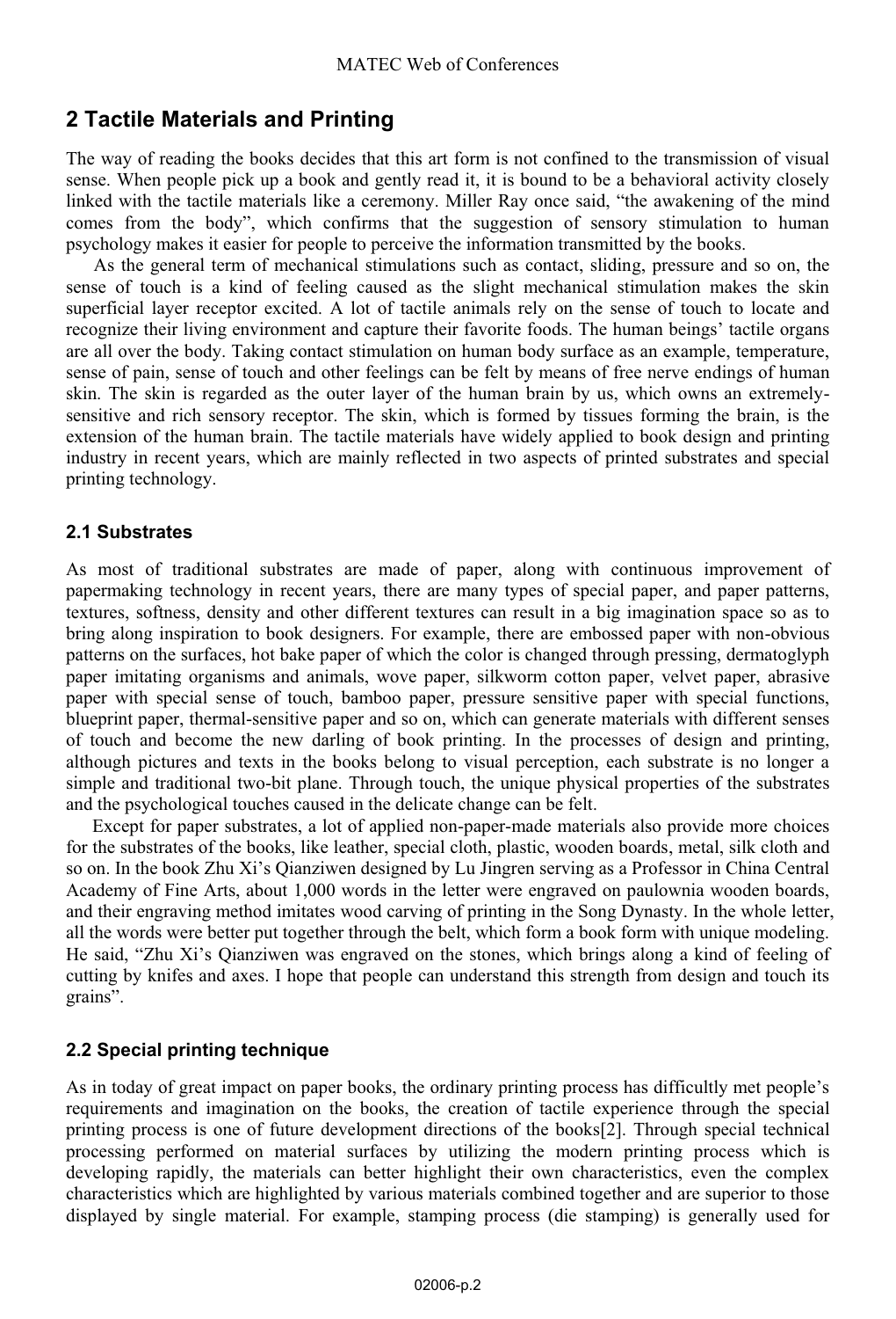## 2 Tactile Materials and Printing

The way of reading the books decides that this art form is not confined to the transmission of visual sense. When people pick up a book and gently read it, it is bound to be a behavioral activity closely linked with the tactile materials like a ceremony. Miller Ray once said, "the awakening of the mind comes from the body", which confirms that the suggestion of sensory stimulation to human psychology makes it easier for people to perceive the information transmitted by the books.

As the general term of mechanical stimulations such as contact, sliding, pressure and so on, the sense of touch is a kind of feeling caused as the slight mechanical stimulation makes the skin superficial layer receptor excited. A lot of tactile animals rely on the sense of touch to locate and recognize their living environment and capture their favorite foods. The human beings' tactile organs are all over the body. Taking contact stimulation on human body surface as an example, temperature, sense of pain, sense of touch and other feelings can be felt by means of free nerve endings of human skin. The skin is regarded as the outer layer of the human brain by us, which owns an extremely-sensitive and rich sensory receptor. The skin, which is formed by tissues forming the brain, is the extension of the human brain. The tactile materials have widely applied to book design and printing industry in recent years, which are mainly reflected in two aspects of printed substrates and special printing technology.

### 2.1 Substrates

As most of traditional substrates are made of paper, along with continuous improvement of papermaking technology in recent years, there are many types of special paper, and paper patterns, textures, softness, density and other different textures can result in a big imagination space so as to bring along inspiration to book designers. For example, there are embossed paper with non-obvious patterns on the surfaces, hot bake paper of which the color is changed through pressing, dermatoglyph paper imitating organisms and animals, wove paper, silkworm cotton paper, velvet paper, abrasive paper with special sense of touch, bamboo paper, pressure sensitive paper with special functions, blueprint paper, thermal-sensitive paper and so on, which can generate materials with different senses of touch and become the new darling of book printing. In the processes of design and printing, although pictures and texts in the books belong to visual perception, each substrate is no longer a simple and traditional two-bit plane. Through touch, the unique physical properties of the substrates and the psychological touches caused in the delicate change can be felt.

Except for paper substrates, a lot of applied non-paper-made materials also provide more choices for the substrates of the books, like leather, special cloth, plastic, wooden boards, metal, silk cloth and so on. In the book Zhu Xi's Qianziwen designed by Lu Jingren serving as a Professor in China Central Academy of Fine Arts, about 1,000 words in the letter were engraved on paulownia wooden boards, and their engraving method imitates wood carving of printing in the Song Dynasty. In the whole letter, all the words were better put together through the belt, which form a book form with unique modeling. He said, "Zhu Xi's Qianziwen was engraved on the stones, which brings along a kind of feeling of cutting by knifes and axes. I hope that people can understand this strength from design and touch its grains".

### 2.2 Special printing technique

As in today of great impact on paper books, the ordinary printing process has difficultly met people's requirements and imagination on the books, the creation of tactile experience through the special printing process is one of future development directions of the books[2]. Through special technical processing performed on material surfaces by utilizing the modern printing process which is developing rapidly, the materials can better highlight their own characteristics, even the complex characteristics which are highlighted by various materials combined together and are superior to those displayed by single material. For example, stamping process (die stamping) is generally used for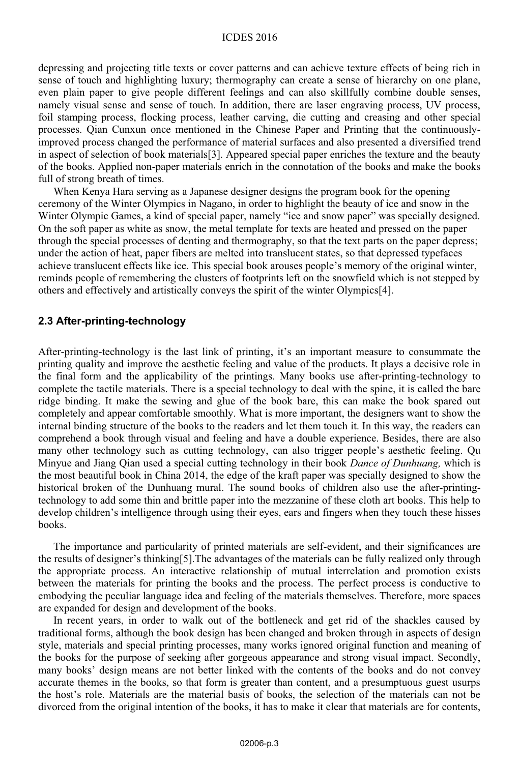depressing and projecting title texts or cover patterns and can achieve texture effects of being rich in sense of touch and highlighting luxury; thermography can create a sense of hierarchy on one plane, even plain paper to give people different feelings and can also skillfully combine double senses, namely visual sense and sense of touch. In addition, there are laser engraving process, UV process, foil stamping process, flocking process, leather carving, die cutting and creasing and other special processes. Qian Cunxun once mentioned in the Chinese Paper and Printing that the continuously-improved process changed the performance of material surfaces and also presented a diversified trend in aspect of selection of book materials[3]. Appeared special paper enriches the texture and the beauty of the books. Applied non-paper materials enrich in the connotation of the books and make the books full of strong breath of times.

When Kenya Hara serving as a Japanese designer designs the program book for the opening ceremony of the Winter Olympics in Nagano, in order to highlight the beauty of ice and snow in the Winter Olympic Games, a kind of special paper, namely "ice and snow paper" was specially designed. On the soft paper as white as snow, the metal template for texts are heated and pressed on the paper through the special processes of denting and thermography, so that the text parts on the paper depress; under the action of heat, paper fibers are melted into translucent states, so that depressed typefaces achieve translucent effects like ice. This special book arouses people's memory of the original winter, reminds people of remembering the clusters of footprints left on the snowfield which is not stepped by others and effectively and artistically conveys the spirit of the winter Olympics[4].

### 2.3 After-printing-technology

After-printing-technology is the last link of printing, it's an important measure to consummate the printing quality and improve the aesthetic feeling and value of the products. It plays a decisive role in the final form and the applicability of the printings. Many books use after-printing-technology to complete the tactile materials. There is a special technology to deal with the spine, it is called the bare ridge binding. It make the sewing and glue of the book bare, this can make the book spared out completely and appear comfortable smoothly. What is more important, the designers want to show the internal binding structure of the books to the readers and let them touch it. In this way, the readers can comprehend a book through visual and feeling and have a double experience. Besides, there are also many other technology such as cutting technology, can also trigger people's aesthetic feeling. Qu Minyue and Jiang Qian used a special cutting technology in their book *Dance of Dunhuang,* which is the most beautiful book in China 2014, the edge of the kraft paper was specially designed to show the historical broken of the Dunhuang mural. The sound books of children also use the after-printing-technology to add some thin and brittle paper into the mezzanine of these cloth art books. This help to develop children's intelligence through using their eyes, ears and fingers when they touch these hisses books.

The importance and particularity of printed materials are self-evident, and their significances are the results of designer's thinking[5].The advantages of the materials can be fully realized only through the appropriate process. An interactive relationship of mutual interrelation and promotion exists between the materials for printing the books and the process. The perfect process is conductive to embodying the peculiar language idea and feeling of the materials themselves. Therefore, more spaces are expanded for design and development of the books.

In recent years, in order to walk out of the bottleneck and get rid of the shackles caused by traditional forms, although the book design has been changed and broken through in aspects of design style, materials and special printing processes, many works ignored original function and meaning of the books for the purpose of seeking after gorgeous appearance and strong visual impact. Secondly, many books' design means are not better linked with the contents of the books and do not convey accurate themes in the books, so that form is greater than content, and a presumptuous guest usurps the host's role. Materials are the material basis of books, the selection of the materials can not be divorced from the original intention of the books, it has to make it clear that materials are for contents,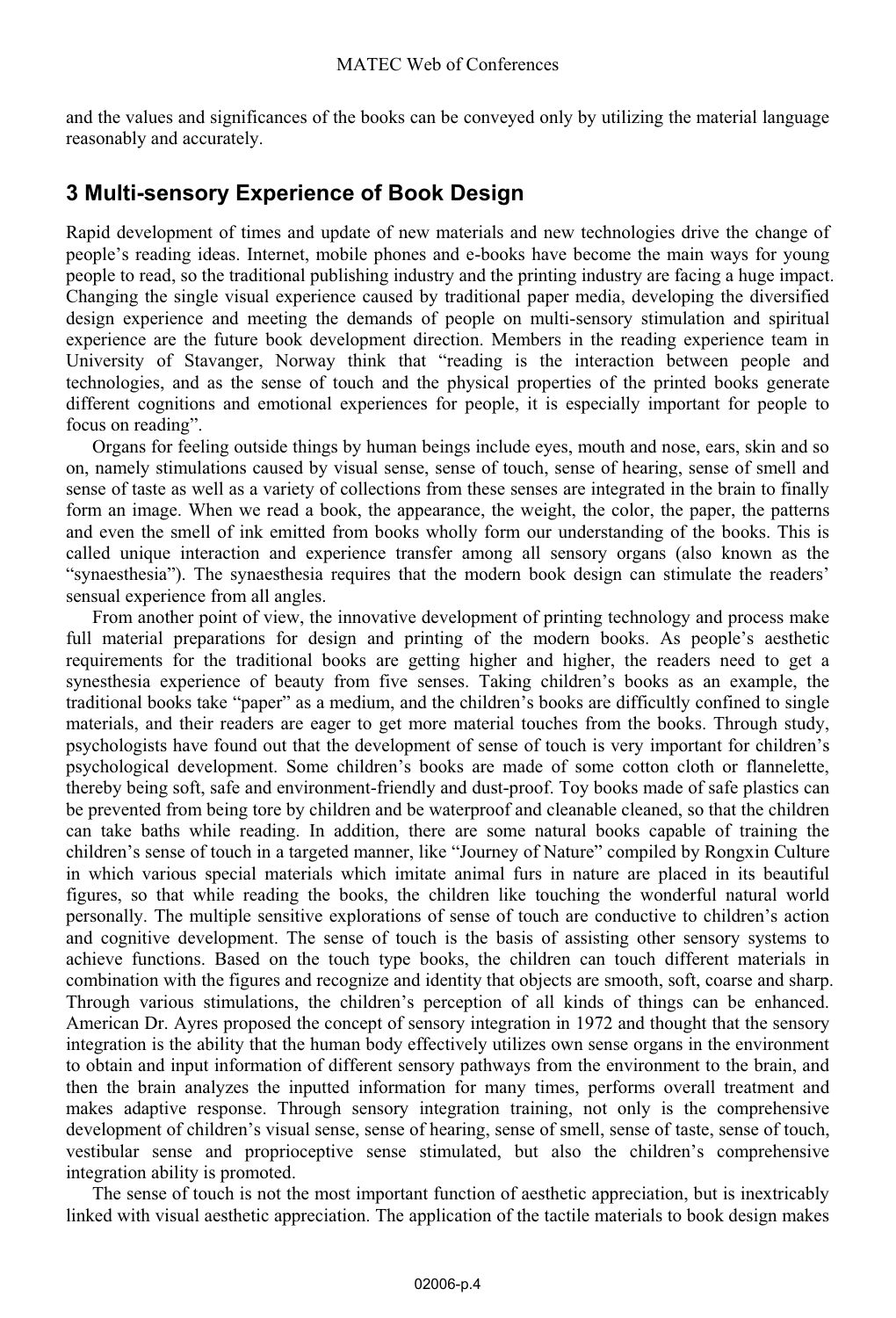and the values and significances of the books can be conveyed only by utilizing the material language reasonably and accurately.

## 3 Multi-sensory Experience of Book Design

Rapid development of times and update of new materials and new technologies drive the change of people's reading ideas. Internet, mobile phones and e-books have become the main ways for young people to read, so the traditional publishing industry and the printing industry are facing a huge impact. Changing the single visual experience caused by traditional paper media, developing the diversified design experience and meeting the demands of people on multi-sensory stimulation and spiritual experience are the future book development direction. Members in the reading experience team in University of Stavanger, Norway think that "reading is the interaction between people and technologies, and as the sense of touch and the physical properties of the printed books generate different cognitions and emotional experiences for people, it is especially important for people to focus on reading".

Organs for feeling outside things by human beings include eyes, mouth and nose, ears, skin and so on, namely stimulations caused by visual sense, sense of touch, sense of hearing, sense of smell and sense of taste as well as a variety of collections from these senses are integrated in the brain to finally form an image. When we read a book, the appearance, the weight, the color, the paper, the patterns and even the smell of ink emitted from books wholly form our understanding of the books. This is called unique interaction and experience transfer among all sensory organs (also known as the "synaesthesia"). The synaesthesia requires that the modern book design can stimulate the readers' sensual experience from all angles.

From another point of view, the innovative development of printing technology and process make full material preparations for design and printing of the modern books. As people's aesthetic requirements for the traditional books are getting higher and higher, the readers need to get a synesthesia experience of beauty from five senses. Taking children's books as an example, the traditional books take "paper" as a medium, and the children's books are difficultly confined to single materials, and their readers are eager to get more material touches from the books. Through study, psychologists have found out that the development of sense of touch is very important for children's psychological development. Some children's books are made of some cotton cloth or flannelette, thereby being soft, safe and environment-friendly and dust-proof. Toy books made of safe plastics can be prevented from being tore by children and be waterproof and cleanable cleaned, so that the children can take baths while reading. In addition, there are some natural books capable of training the children's sense of touch in a targeted manner, like "Journey of Nature" compiled by Rongxin Culture in which various special materials which imitate animal furs in nature are placed in its beautiful figures, so that while reading the books, the children like touching the wonderful natural world personally. The multiple sensitive explorations of sense of touch are conductive to children's action and cognitive development. The sense of touch is the basis of assisting other sensory systems to achieve functions. Based on the touch type books, the children can touch different materials in combination with the figures and recognize and identity that objects are smooth, soft, coarse and sharp. Through various stimulations, the children's perception of all kinds of things can be enhanced. American Dr. Ayres proposed the concept of sensory integration in 1972 and thought that the sensory integration is the ability that the human body effectively utilizes own sense organs in the environment to obtain and input information of different sensory pathways from the environment to the brain, and then the brain analyzes the inputted information for many times, performs overall treatment and makes adaptive response. Through sensory integration training, not only is the comprehensive development of children's visual sense, sense of hearing, sense of smell, sense of taste, sense of touch, vestibular sense and proprioceptive sense stimulated, but also the children's comprehensive integration ability is promoted.

The sense of touch is not the most important function of aesthetic appreciation, but is inextricably linked with visual aesthetic appreciation. The application of the tactile materials to book design makes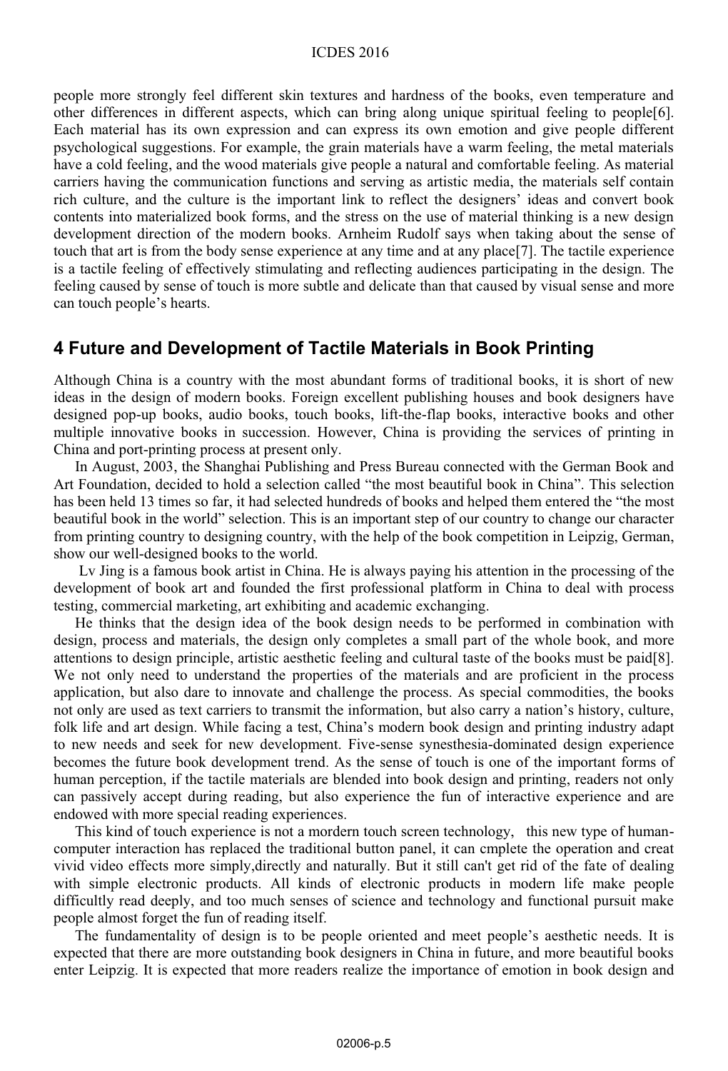people more strongly feel different skin textures and hardness of the books, even temperature and other differences in different aspects, which can bring along unique spiritual feeling to people[6]. Each material has its own expression and can express its own emotion and give people different psychological suggestions. For example, the grain materials have a warm feeling, the metal materials have a cold feeling, and the wood materials give people a natural and comfortable feeling. As material carriers having the communication functions and serving as artistic media, the materials self contain rich culture, and the culture is the important link to reflect the designers' ideas and convert book contents into materialized book forms, and the stress on the use of material thinking is a new design development direction of the modern books. Arnheim Rudolf says when taking about the sense of touch that art is from the body sense experience at any time and at any place[7]. The tactile experience is a tactile feeling of effectively stimulating and reflecting audiences participating in the design. The feeling caused by sense of touch is more subtle and delicate than that caused by visual sense and more can touch people's hearts.

## 4 Future and Development of Tactile Materials in Book Printing

Although China is a country with the most abundant forms of traditional books, it is short of new ideas in the design of modern books. Foreign excellent publishing houses and book designers have designed pop-up books, audio books, touch books, lift-the-flap books, interactive books and other multiple innovative books in succession. However, China is providing the services of printing in China and port-printing process at present only.

In August, 2003, the Shanghai Publishing and Press Bureau connected with the German Book and Art Foundation, decided to hold a selection called "the most beautiful book in China". This selection has been held 13 times so far, it had selected hundreds of books and helped them entered the "the most beautiful book in the world" selection. This is an important step of our country to change our character from printing country to designing country, with the help of the book competition in Leipzig, German, show our well-designed books to the world.

Lv Jing is a famous book artist in China. He is always paying his attention in the processing of the development of book art and founded the first professional platform in China to deal with process testing, commercial marketing, art exhibiting and academic exchanging.

He thinks that the design idea of the book design needs to be performed in combination with design, process and materials, the design only completes a small part of the whole book, and more attentions to design principle, artistic aesthetic feeling and cultural taste of the books must be paid[8]. We not only need to understand the properties of the materials and are proficient in the process application, but also dare to innovate and challenge the process. As special commodities, the books not only are used as text carriers to transmit the information, but also carry a nation's history, culture, folk life and art design. While facing a test, China's modern book design and printing industry adapt to new needs and seek for new development. Five-sense synesthesia-dominated design experience becomes the future book development trend. As the sense of touch is one of the important forms of human perception, if the tactile materials are blended into book design and printing, readers not only can passively accept during reading, but also experience the fun of interactive experience and are endowed with more special reading experiences.

This kind of touch experience is not a mordern touch screen technology, this new type of human-computer interaction has replaced the traditional button panel, it can cmplete the operation and creat vivid video effects more simply,directly and naturally. But it still can't get rid of the fate of dealing with simple electronic products. All kinds of electronic products in modern life make people difficultly read deeply, and too much senses of science and technology and functional pursuit make people almost forget the fun of reading itself.

The fundamentality of design is to be people oriented and meet people's aesthetic needs. It is expected that there are more outstanding book designers in China in future, and more beautiful books enter Leipzig. It is expected that more readers realize the importance of emotion in book design and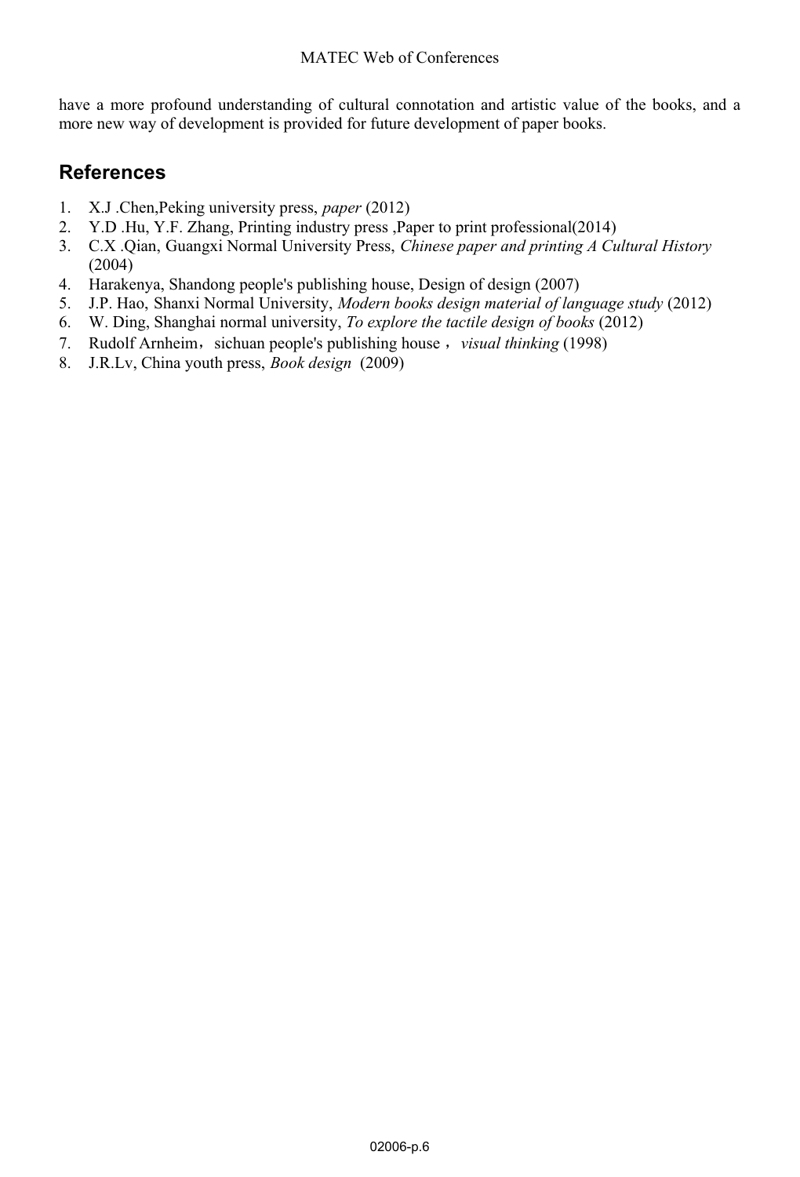have a more profound understanding of cultural connotation and artistic value of the books, and a more new way of development is provided for future development of paper books.

## References

1. X.J .Chen,Peking university press, *paper* (2012)
2. Y.D .Hu, Y.F. Zhang, Printing industry press ,Paper to print professional(2014)
3. C.X .Qian, Guangxi Normal University Press, *Chinese paper and printing A Cultural History* (2004)
4. Harakenya, Shandong people's publishing house, Design of design (2007)
5. J.P. Hao, Shanxi Normal University, *Modern books design material of language study* (2012)
6. W. Ding, Shanghai normal university, *To explore the tactile design of books* (2012)
7. Rudolf Arnheim，sichuan people's publishing house ，*visual thinking* (1998)
8. J.R.Lv, China youth press, *Book design* (2009)